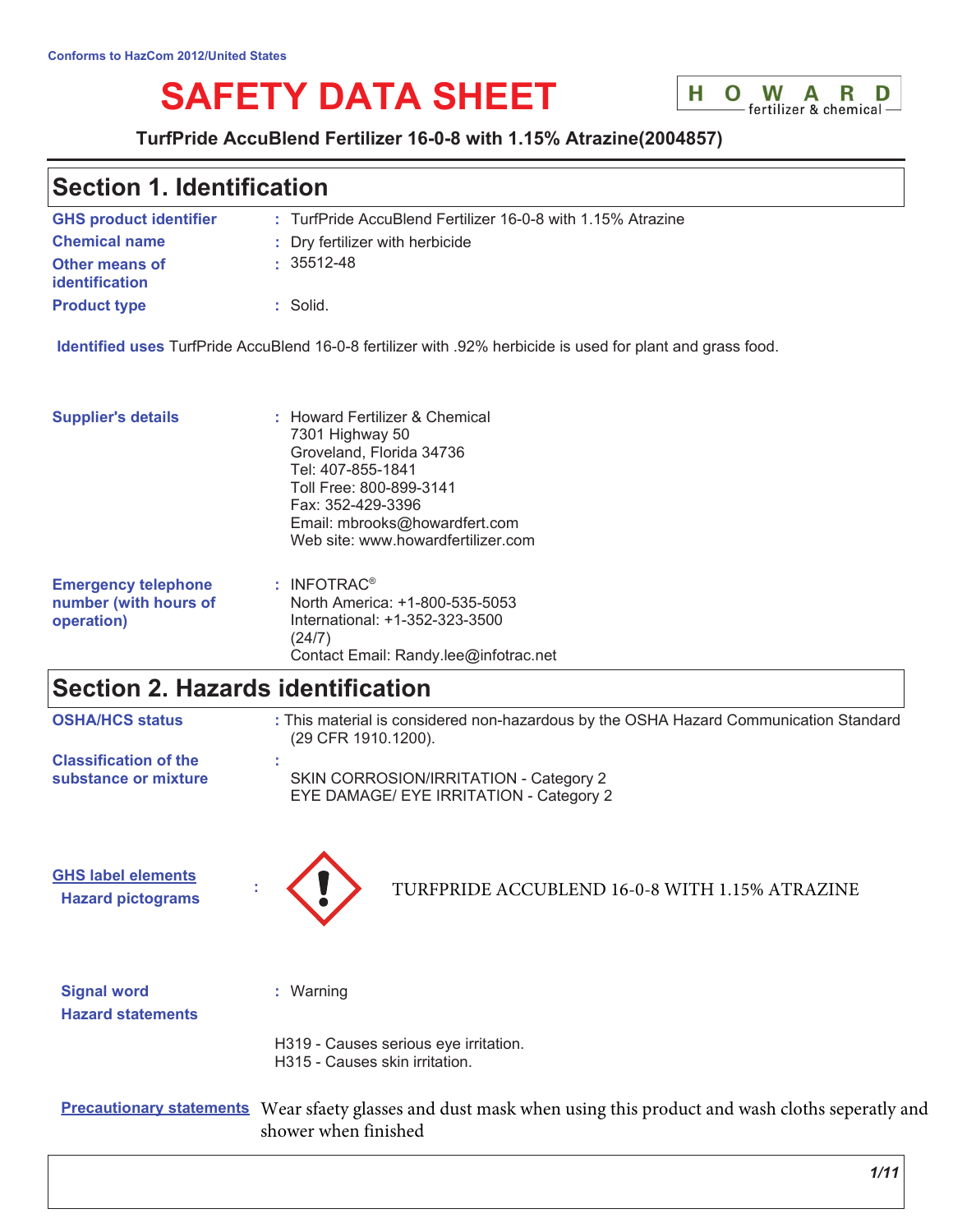Conforms to HazCom 2012/United States

# SAFETY DATA SHEET

HOWARD fertilizer & chemical

**TurfPride AccuBlend Fertilizer 16-0-8 with 1.15% Atrazine(2004857)**

## Section 1. Identification

**GHS product identifier** : TurfPride AccuBlend Fertilizer 16-0-8 with 1.15% Atrazine

**Chemical name** : Dry fertilizer with herbicide

**Other means of identification** : 35512-48

**Product type** : Solid.

**Identified uses** TurfPride AccuBlend 16-0-8 fertilizer with .92% herbicide is used for plant and grass food.

**Supplier's details** : Howard Fertilizer & Chemical
7301 Highway 50
Groveland, Florida 34736
Tel: 407-855-1841
Toll Free: 800-899-3141
Fax: 352-429-3396
Email: mbrooks@howardfert.com
Web site: www.howardfertilizer.com

**Emergency telephone number (with hours of operation)** : INFOTRAC®
North America: +1-800-535-5053
International: +1-352-323-3500
(24/7)
Contact Email: Randy.lee@infotrac.net

## Section 2. Hazards identification

**OSHA/HCS status** : This material is considered non-hazardous by the OSHA Hazard Communication Standard (29 CFR 1910.1200).

**Classification of the substance or mixture** :
SKIN CORROSION/IRRITATION - Category 2
EYE DAMAGE/ EYE IRRITATION - Category 2

**GHS label elements**

**Hazard pictograms** : TURFPRIDE ACCUBLEND 16-0-8 WITH 1.15% ATRAZINE

**Signal word** : Warning

**Hazard statements**

H319 - Causes serious eye irritation.
H315 - Causes skin irritation.

**Precautionary statements** Wear sfaety glasses and dust mask when using this product and wash cloths seperatly and shower when finished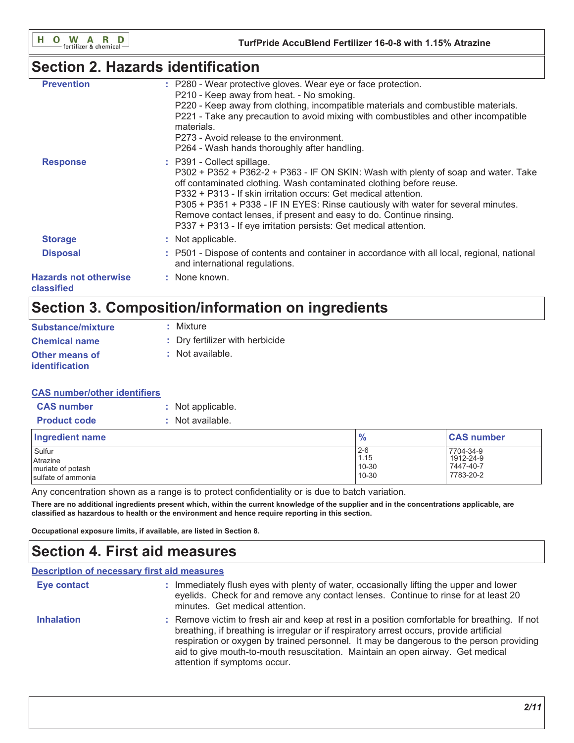## Section 2. Hazards identification

**Prevention** : P280 - Wear protective gloves. Wear eye or face protection.
P210 - Keep away from heat. - No smoking.
P220 - Keep away from clothing, incompatible materials and combustible materials.
P221 - Take any precaution to avoid mixing with combustibles and other incompatible materials.
P273 - Avoid release to the environment.
P264 - Wash hands thoroughly after handling.

**Response** : P391 - Collect spillage.
P302 + P352 + P362-2 + P363 - IF ON SKIN: Wash with plenty of soap and water. Take off contaminated clothing. Wash contaminated clothing before reuse.
P332 + P313 - If skin irritation occurs: Get medical attention.
P305 + P351 + P338 - IF IN EYES: Rinse cautiously with water for several minutes. Remove contact lenses, if present and easy to do. Continue rinsing.
P337 + P313 - If eye irritation persists: Get medical attention.

**Storage** : Not applicable.

**Disposal** : P501 - Dispose of contents and container in accordance with all local, regional, national and international regulations.

**Hazards not otherwise classified** : None known.

## Section 3. Composition/information on ingredients

**Substance/mixture** : Mixture

**Chemical name** : Dry fertilizer with herbicide

**Other means of identification** : Not available.

**CAS number/other identifiers**

**CAS number** : Not applicable.

**Product code** : Not available.

| Ingredient name | % | CAS number |
|---|---|---|
| Sulfur | 2-6 | 7704-34-9 |
| Atrazine | 1.15 | 1912-24-9 |
| muriate of potash | 10-30 | 7447-40-7 |
| sulfate of ammonia | 10-30 | 7783-20-2 |

Any concentration shown as a range is to protect confidentiality or is due to batch variation.

**There are no additional ingredients present which, within the current knowledge of the supplier and in the concentrations applicable, are classified as hazardous to health or the environment and hence require reporting in this section.**

**Occupational exposure limits, if available, are listed in Section 8.**

## Section 4. First aid measures

**Description of necessary first aid measures**

**Eye contact** : Immediately flush eyes with plenty of water, occasionally lifting the upper and lower eyelids. Check for and remove any contact lenses. Continue to rinse for at least 20 minutes. Get medical attention.

**Inhalation** : Remove victim to fresh air and keep at rest in a position comfortable for breathing. If not breathing, if breathing is irregular or if respiratory arrest occurs, provide artificial respiration or oxygen by trained personnel. It may be dangerous to the person providing aid to give mouth-to-mouth resuscitation. Maintain an open airway. Get medical attention if symptoms occur.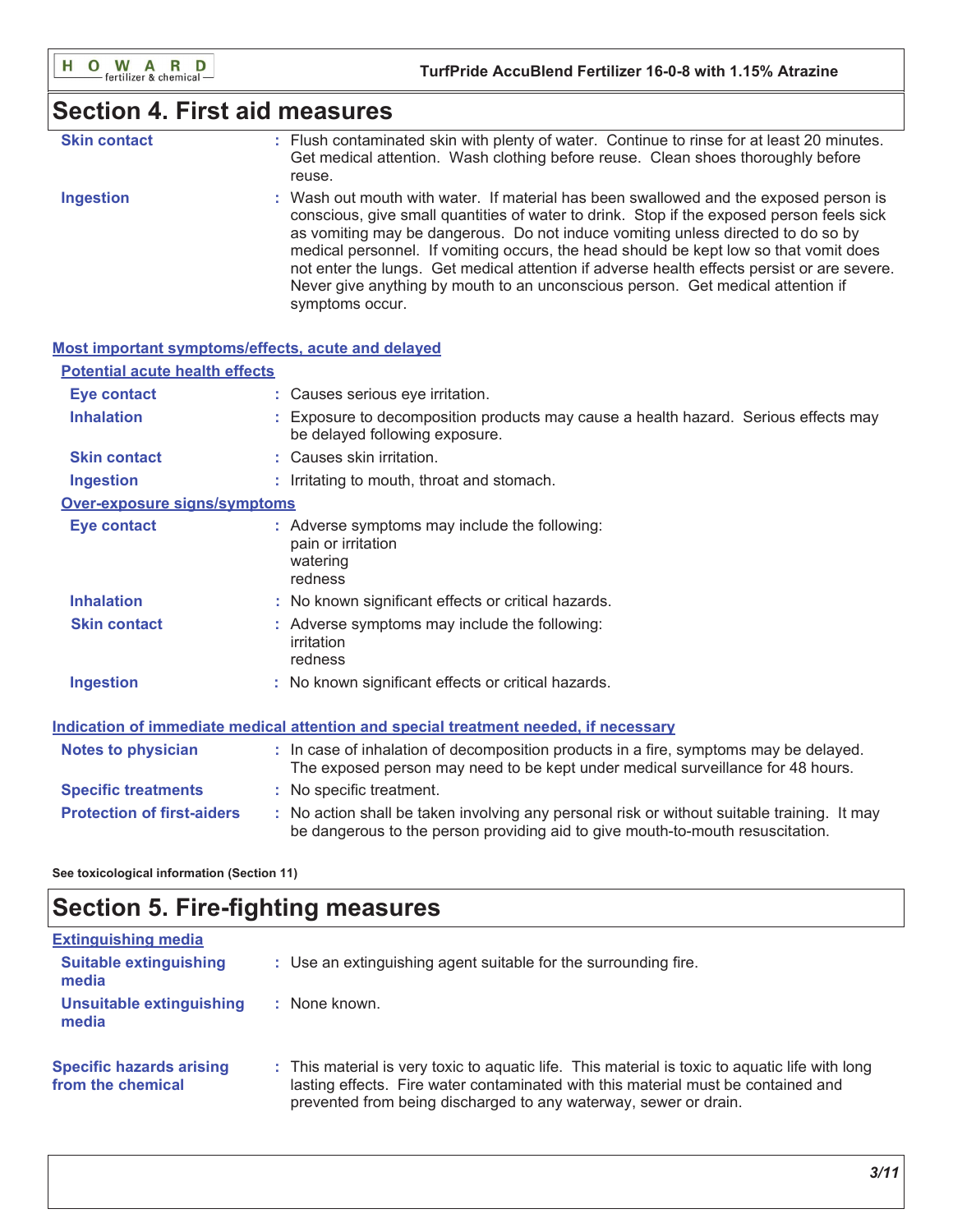## Section 4. First aid measures

**Skin contact** : Flush contaminated skin with plenty of water. Continue to rinse for at least 20 minutes. Get medical attention. Wash clothing before reuse. Clean shoes thoroughly before reuse.

**Ingestion** : Wash out mouth with water. If material has been swallowed and the exposed person is conscious, give small quantities of water to drink. Stop if the exposed person feels sick as vomiting may be dangerous. Do not induce vomiting unless directed to do so by medical personnel. If vomiting occurs, the head should be kept low so that vomit does not enter the lungs. Get medical attention if adverse health effects persist or are severe. Never give anything by mouth to an unconscious person. Get medical attention if symptoms occur.

### Most important symptoms/effects, acute and delayed

#### Potential acute health effects

**Eye contact** : Causes serious eye irritation.

**Inhalation** : Exposure to decomposition products may cause a health hazard. Serious effects may be delayed following exposure.

**Skin contact** : Causes skin irritation.

**Ingestion** : Irritating to mouth, throat and stomach.

#### Over-exposure signs/symptoms

**Eye contact** : Adverse symptoms may include the following:
pain or irritation
watering
redness

**Inhalation** : No known significant effects or critical hazards.

**Skin contact** : Adverse symptoms may include the following:
irritation
redness

**Ingestion** : No known significant effects or critical hazards.

### Indication of immediate medical attention and special treatment needed, if necessary

**Notes to physician** : In case of inhalation of decomposition products in a fire, symptoms may be delayed. The exposed person may need to be kept under medical surveillance for 48 hours.

**Specific treatments** : No specific treatment.

**Protection of first-aiders** : No action shall be taken involving any personal risk or without suitable training. It may be dangerous to the person providing aid to give mouth-to-mouth resuscitation.

**See toxicological information (Section 11)**

## Section 5. Fire-fighting measures

### Extinguishing media

**Suitable extinguishing media** : Use an extinguishing agent suitable for the surrounding fire.

**Unsuitable extinguishing media** : None known.

**Specific hazards arising from the chemical** : This material is very toxic to aquatic life. This material is toxic to aquatic life with long lasting effects. Fire water contaminated with this material must be contained and prevented from being discharged to any waterway, sewer or drain.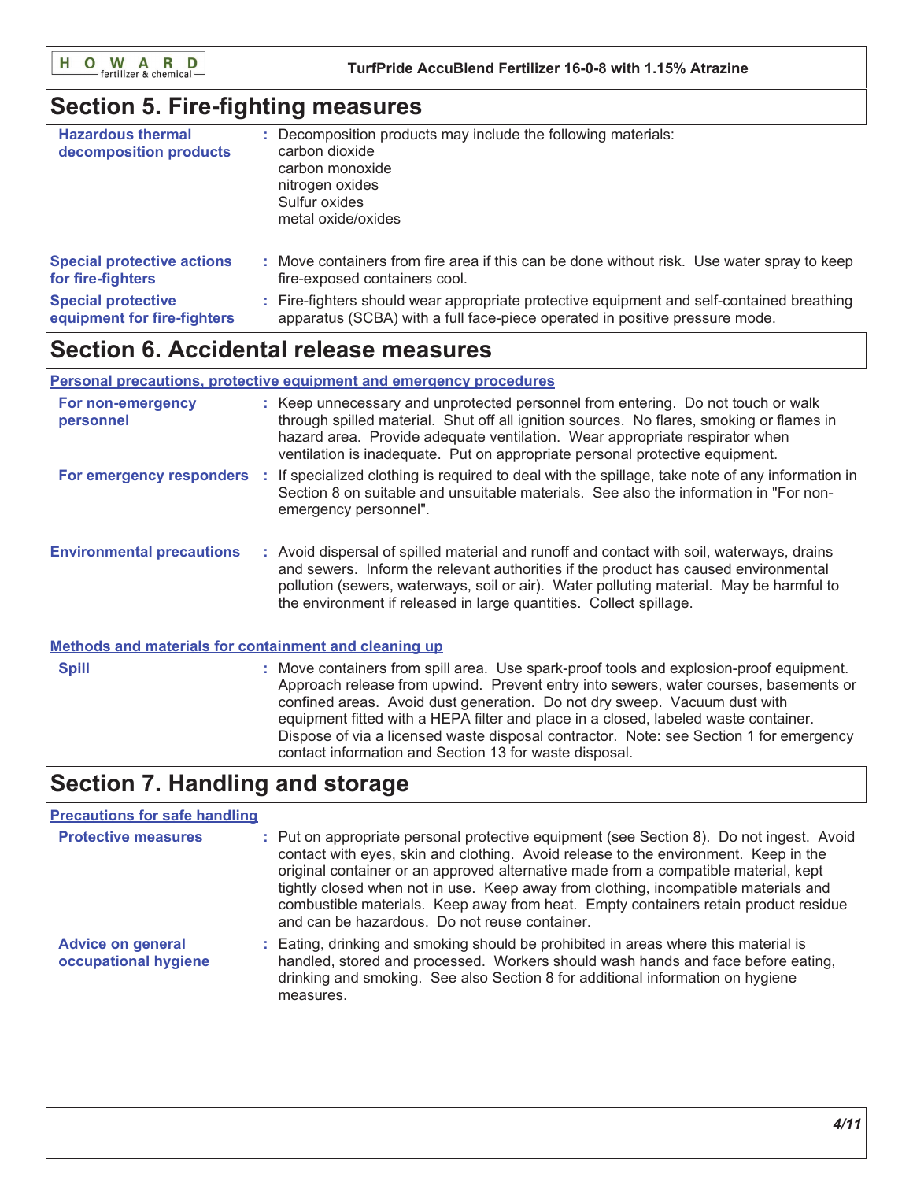## Section 5. Fire-fighting measures

**Hazardous thermal decomposition products** : Decomposition products may include the following materials:
carbon dioxide
carbon monoxide
nitrogen oxides
Sulfur oxides
metal oxide/oxides

**Special protective actions for fire-fighters** : Move containers from fire area if this can be done without risk. Use water spray to keep fire-exposed containers cool.

**Special protective equipment for fire-fighters** : Fire-fighters should wear appropriate protective equipment and self-contained breathing apparatus (SCBA) with a full face-piece operated in positive pressure mode.

## Section 6. Accidental release measures

### Personal precautions, protective equipment and emergency procedures

**For non-emergency personnel** : Keep unnecessary and unprotected personnel from entering. Do not touch or walk through spilled material. Shut off all ignition sources. No flares, smoking or flames in hazard area. Provide adequate ventilation. Wear appropriate respirator when ventilation is inadequate. Put on appropriate personal protective equipment.

**For emergency responders** : If specialized clothing is required to deal with the spillage, take note of any information in Section 8 on suitable and unsuitable materials. See also the information in "For non-emergency personnel".

**Environmental precautions** : Avoid dispersal of spilled material and runoff and contact with soil, waterways, drains and sewers. Inform the relevant authorities if the product has caused environmental pollution (sewers, waterways, soil or air). Water polluting material. May be harmful to the environment if released in large quantities. Collect spillage.

### Methods and materials for containment and cleaning up

**Spill** : Move containers from spill area. Use spark-proof tools and explosion-proof equipment. Approach release from upwind. Prevent entry into sewers, water courses, basements or confined areas. Avoid dust generation. Do not dry sweep. Vacuum dust with equipment fitted with a HEPA filter and place in a closed, labeled waste container. Dispose of via a licensed waste disposal contractor. Note: see Section 1 for emergency contact information and Section 13 for waste disposal.

## Section 7. Handling and storage

### Precautions for safe handling

**Protective measures** : Put on appropriate personal protective equipment (see Section 8). Do not ingest. Avoid contact with eyes, skin and clothing. Avoid release to the environment. Keep in the original container or an approved alternative made from a compatible material, kept tightly closed when not in use. Keep away from clothing, incompatible materials and combustible materials. Keep away from heat. Empty containers retain product residue and can be hazardous. Do not reuse container.

**Advice on general occupational hygiene** : Eating, drinking and smoking should be prohibited in areas where this material is handled, stored and processed. Workers should wash hands and face before eating, drinking and smoking. See also Section 8 for additional information on hygiene measures.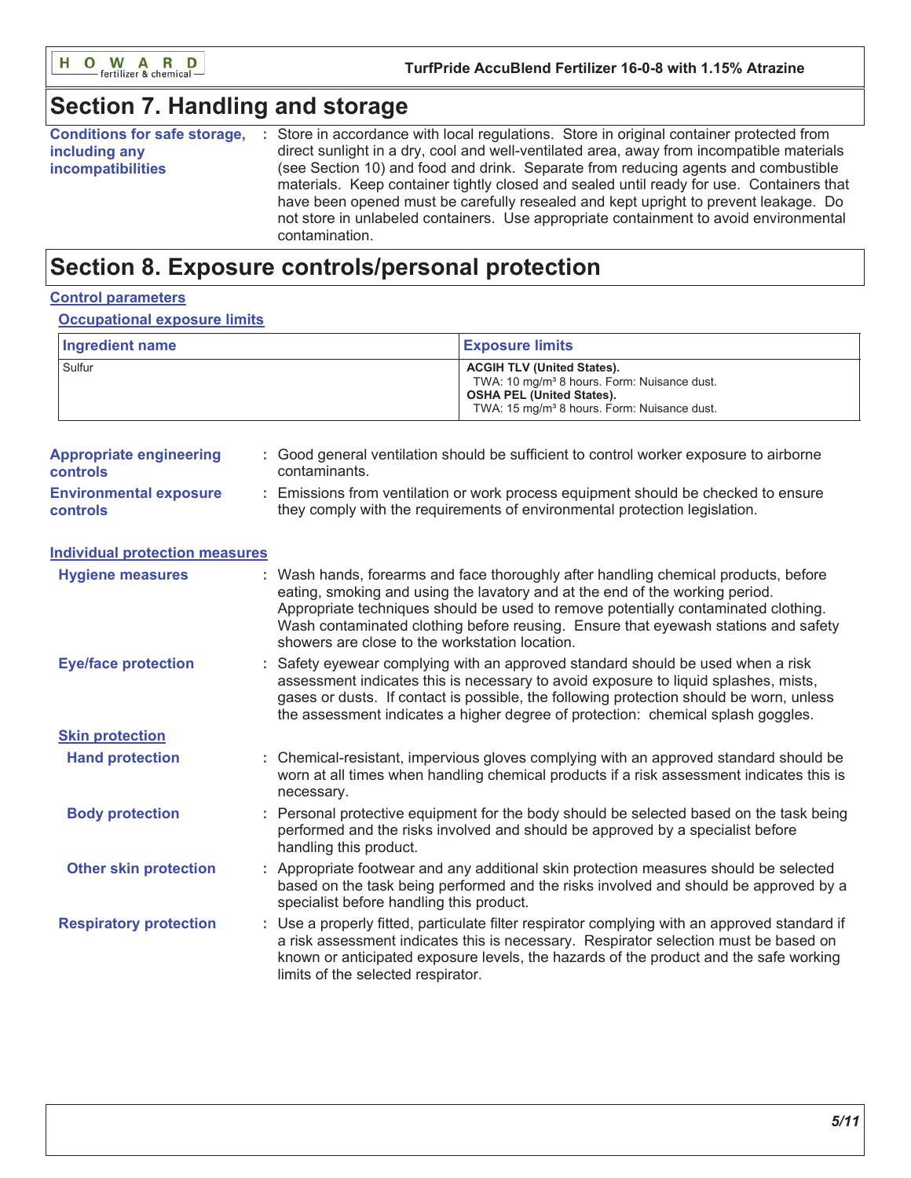## Section 7. Handling and storage

**Conditions for safe storage, including any incompatibilities** : Store in accordance with local regulations. Store in original container protected from direct sunlight in a dry, cool and well-ventilated area, away from incompatible materials (see Section 10) and food and drink. Separate from reducing agents and combustible materials. Keep container tightly closed and sealed until ready for use. Containers that have been opened must be carefully resealed and kept upright to prevent leakage. Do not store in unlabeled containers. Use appropriate containment to avoid environmental contamination.

## Section 8. Exposure controls/personal protection

### Control parameters

#### Occupational exposure limits

| Ingredient name | Exposure limits |
|---|---|
| Sulfur | **ACGIH TLV (United States).**<br>TWA: 10 mg/m³ 8 hours. Form: Nuisance dust.<br>**OSHA PEL (United States).**<br>TWA: 15 mg/m³ 8 hours. Form: Nuisance dust. |

**Appropriate engineering controls** : Good general ventilation should be sufficient to control worker exposure to airborne contaminants.

**Environmental exposure controls** : Emissions from ventilation or work process equipment should be checked to ensure they comply with the requirements of environmental protection legislation.

### Individual protection measures

**Hygiene measures** : Wash hands, forearms and face thoroughly after handling chemical products, before eating, smoking and using the lavatory and at the end of the working period. Appropriate techniques should be used to remove potentially contaminated clothing. Wash contaminated clothing before reusing. Ensure that eyewash stations and safety showers are close to the workstation location.

**Eye/face protection** : Safety eyewear complying with an approved standard should be used when a risk assessment indicates this is necessary to avoid exposure to liquid splashes, mists, gases or dusts. If contact is possible, the following protection should be worn, unless the assessment indicates a higher degree of protection: chemical splash goggles.

#### Skin protection

**Hand protection** : Chemical-resistant, impervious gloves complying with an approved standard should be worn at all times when handling chemical products if a risk assessment indicates this is necessary.

**Body protection** : Personal protective equipment for the body should be selected based on the task being performed and the risks involved and should be approved by a specialist before handling this product.

**Other skin protection** : Appropriate footwear and any additional skin protection measures should be selected based on the task being performed and the risks involved and should be approved by a specialist before handling this product.

**Respiratory protection** : Use a properly fitted, particulate filter respirator complying with an approved standard if a risk assessment indicates this is necessary. Respirator selection must be based on known or anticipated exposure levels, the hazards of the product and the safe working limits of the selected respirator.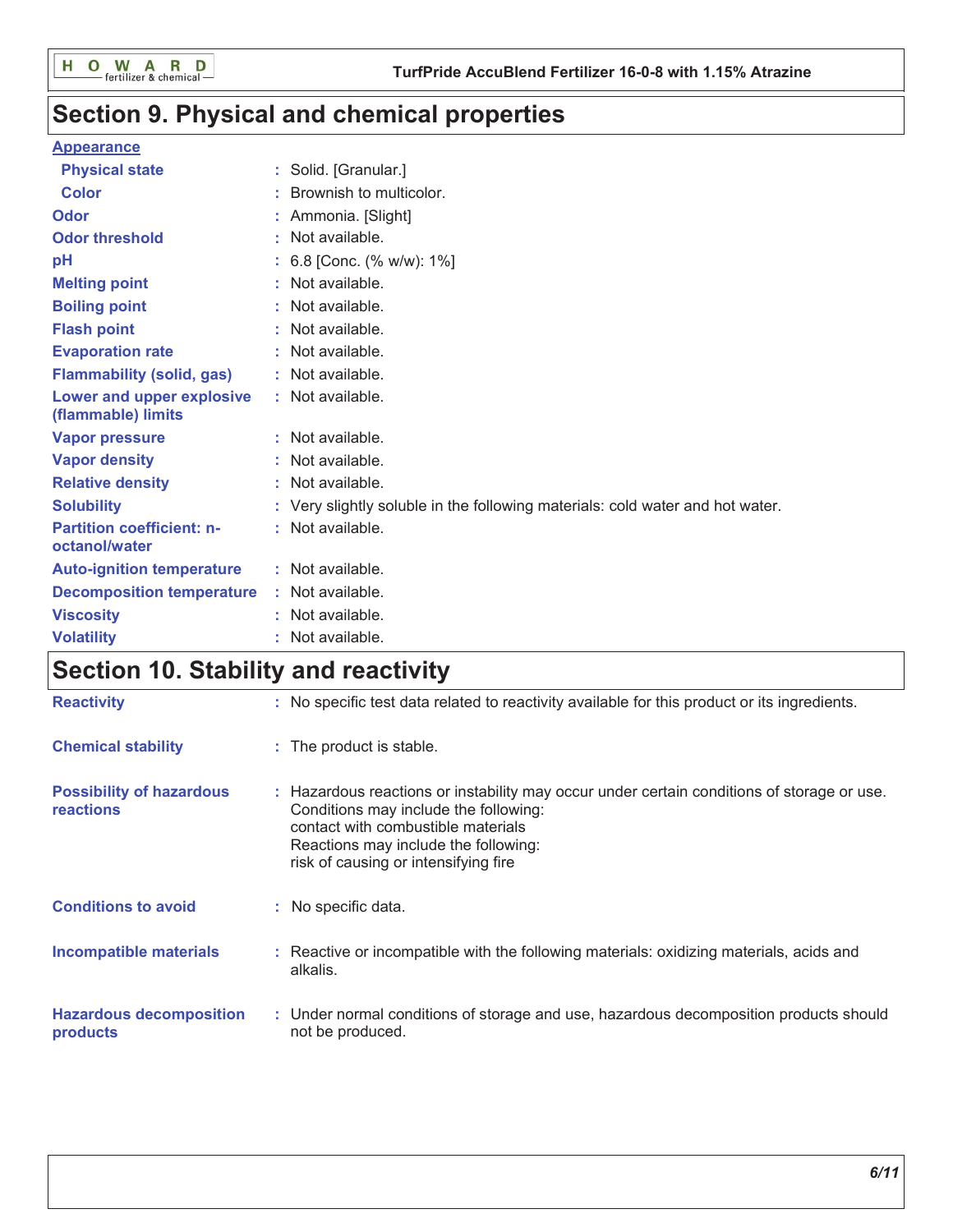# Section 9. Physical and chemical properties

**Appearance**

| | |
|---|---|
| **Physical state** | : Solid. [Granular.] |
| **Color** | : Brownish to multicolor. |
| **Odor** | : Ammonia. [Slight] |
| **Odor threshold** | : Not available. |
| **pH** | : 6.8 [Conc. (% w/w): 1%] |
| **Melting point** | : Not available. |
| **Boiling point** | : Not available. |
| **Flash point** | : Not available. |
| **Evaporation rate** | : Not available. |
| **Flammability (solid, gas)** | : Not available. |
| **Lower and upper explosive (flammable) limits** | : Not available. |
| **Vapor pressure** | : Not available. |
| **Vapor density** | : Not available. |
| **Relative density** | : Not available. |
| **Solubility** | : Very slightly soluble in the following materials: cold water and hot water. |
| **Partition coefficient: n-octanol/water** | : Not available. |
| **Auto-ignition temperature** | : Not available. |
| **Decomposition temperature** | : Not available. |
| **Viscosity** | : Not available. |
| **Volatility** | : Not available. |

# Section 10. Stability and reactivity

| | |
|---|---|
| **Reactivity** | : No specific test data related to reactivity available for this product or its ingredients. |
| **Chemical stability** | : The product is stable. |
| **Possibility of hazardous reactions** | : Hazardous reactions or instability may occur under certain conditions of storage or use. Conditions may include the following: contact with combustible materials Reactions may include the following: risk of causing or intensifying fire |
| **Conditions to avoid** | : No specific data. |
| **Incompatible materials** | : Reactive or incompatible with the following materials: oxidizing materials, acids and alkalis. |
| **Hazardous decomposition products** | : Under normal conditions of storage and use, hazardous decomposition products should not be produced. |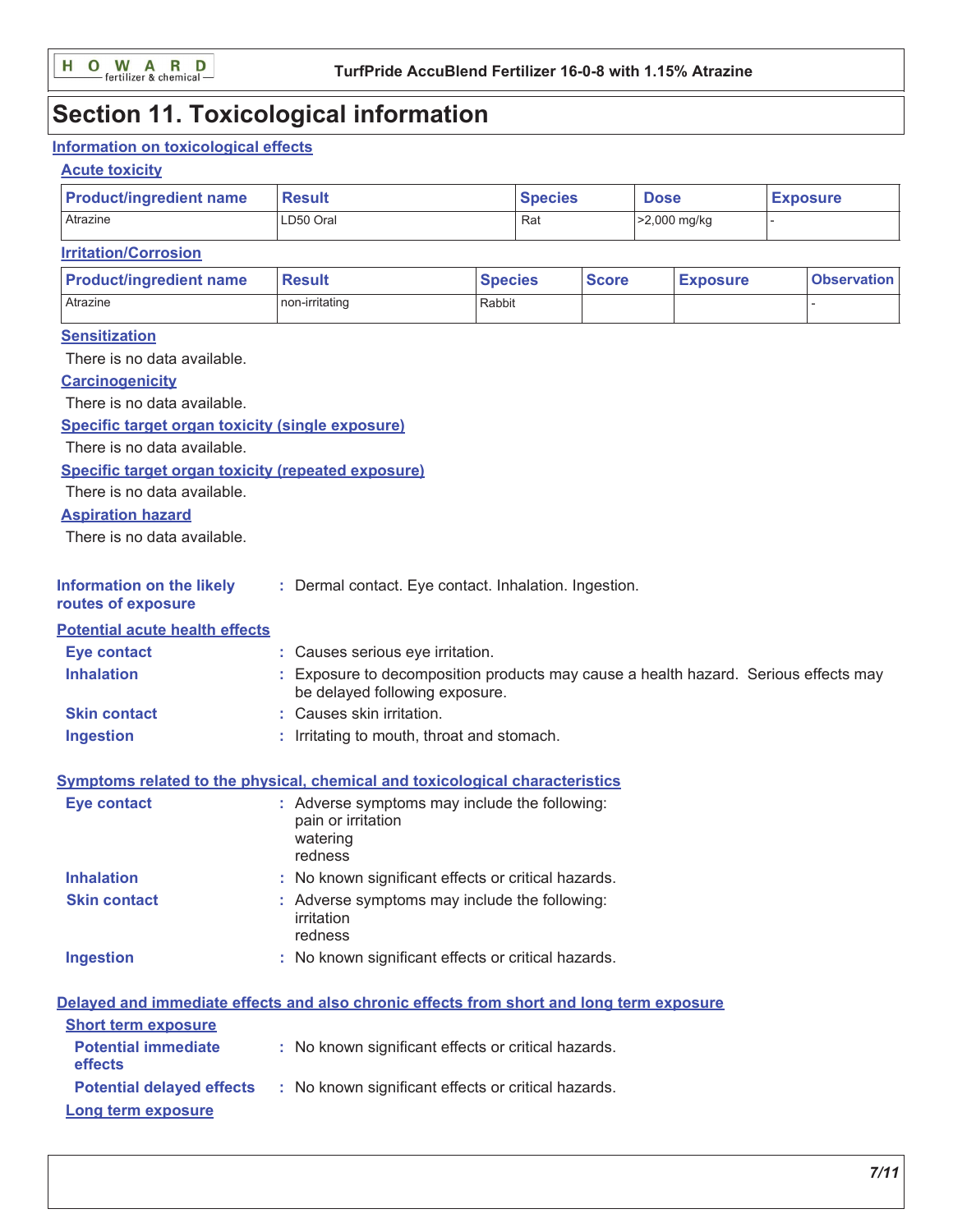# Section 11. Toxicological information

## Information on toxicological effects

### Acute toxicity

| Product/ingredient name | Result | Species | Dose | Exposure |
|---|---|---|---|---|
| Atrazine | LD50 Oral | Rat | >2,000 mg/kg | - |

### Irritation/Corrosion

| Product/ingredient name | Result | Species | Score | Exposure | Observation |
|---|---|---|---|---|---|
| Atrazine | non-irritating | Rabbit | | | - |

### Sensitization

There is no data available.

### Carcinogenicity

There is no data available.

### Specific target organ toxicity (single exposure)

There is no data available.

### Specific target organ toxicity (repeated exposure)

There is no data available.

### Aspiration hazard

There is no data available.

**Information on the likely routes of exposure** : Dermal contact. Eye contact. Inhalation. Ingestion.

### Potential acute health effects

**Eye contact** : Causes serious eye irritation.

**Inhalation** : Exposure to decomposition products may cause a health hazard. Serious effects may be delayed following exposure.

**Skin contact** : Causes skin irritation.

**Ingestion** : Irritating to mouth, throat and stomach.

### Symptoms related to the physical, chemical and toxicological characteristics

**Eye contact** : Adverse symptoms may include the following:
pain or irritation
watering
redness

**Inhalation** : No known significant effects or critical hazards.

**Skin contact** : Adverse symptoms may include the following:
irritation
redness

**Ingestion** : No known significant effects or critical hazards.

### Delayed and immediate effects and also chronic effects from short and long term exposure

#### Short term exposure

**Potential immediate effects** : No known significant effects or critical hazards.

**Potential delayed effects** : No known significant effects or critical hazards.

#### Long term exposure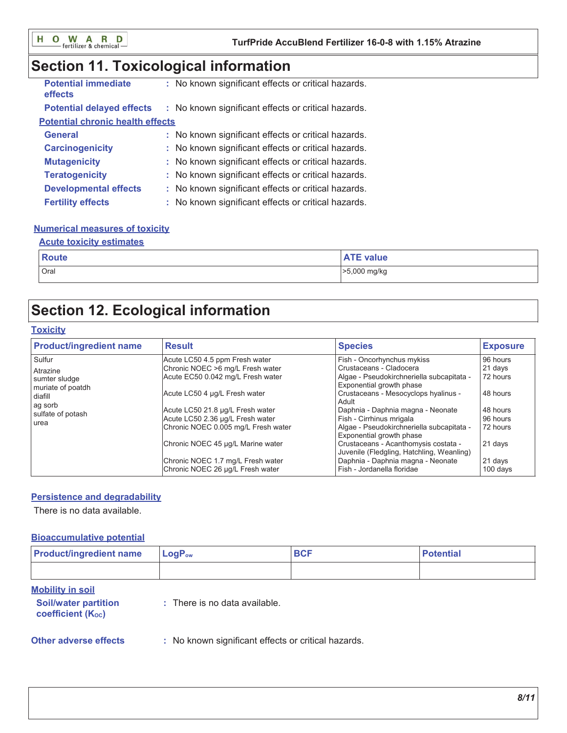# Section 11. Toxicological information

**Potential immediate effects** : No known significant effects or critical hazards.

**Potential delayed effects** : No known significant effects or critical hazards.

**Potential chronic health effects**

**General** : No known significant effects or critical hazards.

**Carcinogenicity** : No known significant effects or critical hazards.

**Mutagenicity** : No known significant effects or critical hazards.

**Teratogenicity** : No known significant effects or critical hazards.

**Developmental effects** : No known significant effects or critical hazards.

**Fertility effects** : No known significant effects or critical hazards.

**Numerical measures of toxicity**

**Acute toxicity estimates**

| Route | ATE value |
| --- | --- |
| Oral | >5,000 mg/kg |

# Section 12. Ecological information

**Toxicity**

| Product/ingredient name | Result | Species | Exposure |
| --- | --- | --- | --- |
| Sulfur<br>Atrazine<br>sumter sludge<br>muriate of poatdh<br>diafill<br>ag sorb<br>sulfate of potash<br>urea | Acute LC50 4.5 ppm Fresh water | Fish - Oncorhynchus mykiss | 96 hours |
| | Chronic NOEC >6 mg/L Fresh water | Crustaceans - Cladocera | 21 days |
| | Acute EC50 0.042 mg/L Fresh water | Algae - Pseudokirchneriella subcapitata - Exponential growth phase | 72 hours |
| | Acute LC50 4 µg/L Fresh water | Crustaceans - Mesocyclops hyalinus - Adult | 48 hours |
| | Acute LC50 21.8 µg/L Fresh water | Daphnia - Daphnia magna - Neonate | 48 hours |
| | Acute LC50 2.36 µg/L Fresh water | Fish - Cirrhinus mrigala | 96 hours |
| | Chronic NOEC 0.005 mg/L Fresh water | Algae - Pseudokirchneriella subcapitata - Exponential growth phase | 72 hours |
| | Chronic NOEC 45 µg/L Marine water | Crustaceans - Acanthomysis costata - Juvenile (Fledgling, Hatchling, Weanling) | 21 days |
| | Chronic NOEC 1.7 mg/L Fresh water | Daphnia - Daphnia magna - Neonate | 21 days |
| | Chronic NOEC 26 µg/L Fresh water | Fish - Jordanella floridae | 100 days |

**Persistence and degradability**

There is no data available.

**Bioaccumulative potential**

| Product/ingredient name | $LogP_{ow}$ | BCF | Potential |
| --- | --- | --- | --- |
| | | | |

**Mobility in soil**

**Soil/water partition coefficient ($K_{OC}$)** : There is no data available.

**Other adverse effects** : No known significant effects or critical hazards.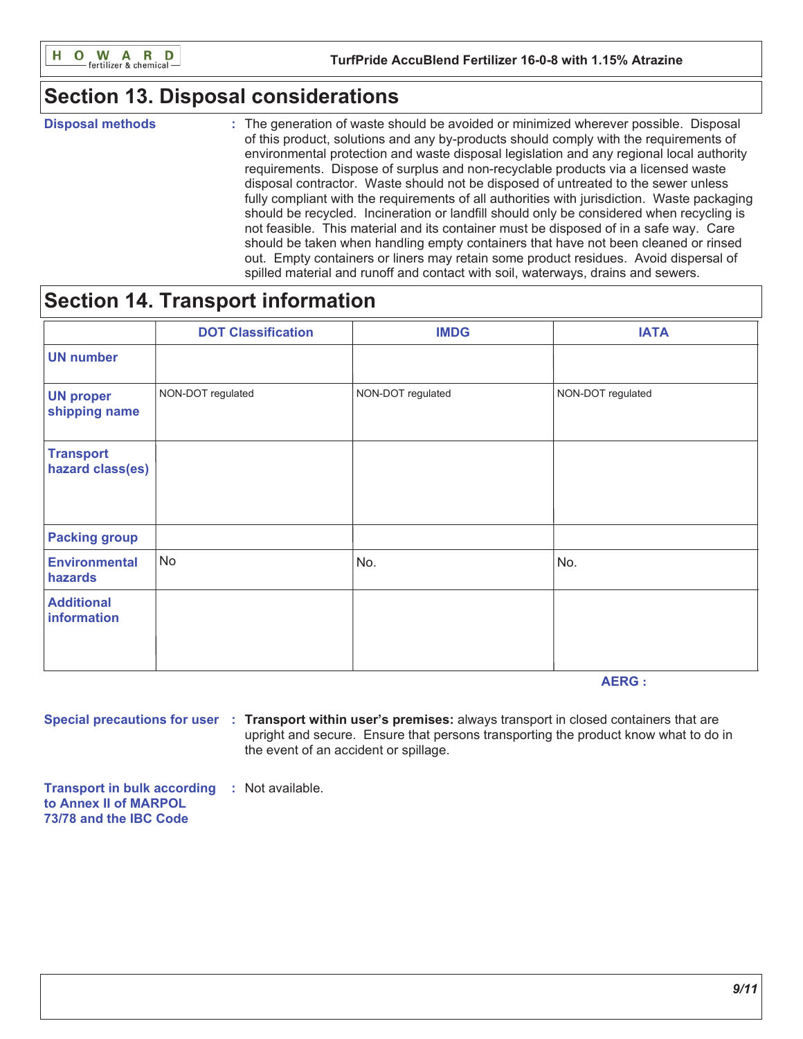## Section 13. Disposal considerations

**Disposal methods** : The generation of waste should be avoided or minimized wherever possible. Disposal of this product, solutions and any by-products should comply with the requirements of environmental protection and waste disposal legislation and any regional local authority requirements. Dispose of surplus and non-recyclable products via a licensed waste disposal contractor. Waste should not be disposed of untreated to the sewer unless fully compliant with the requirements of all authorities with jurisdiction. Waste packaging should be recycled. Incineration or landfill should only be considered when recycling is not feasible. This material and its container must be disposed of in a safe way. Care should be taken when handling empty containers that have not been cleaned or rinsed out. Empty containers or liners may retain some product residues. Avoid dispersal of spilled material and runoff and contact with soil, waterways, drains and sewers.

## Section 14. Transport information

| | DOT Classification | IMDG | IATA |
|---|---|---|---|
| UN number | | | |
| UN proper shipping name | NON-DOT regulated | NON-DOT regulated | NON-DOT regulated |
| Transport hazard class(es) | | | |
| Packing group | | | |
| Environmental hazards | No | No. | No. |
| Additional information | | | |

**AERG :**

**Special precautions for user** : **Transport within user's premises:** always transport in closed containers that are upright and secure. Ensure that persons transporting the product know what to do in the event of an accident or spillage.

**Transport in bulk according to Annex II of MARPOL 73/78 and the IBC Code** : Not available.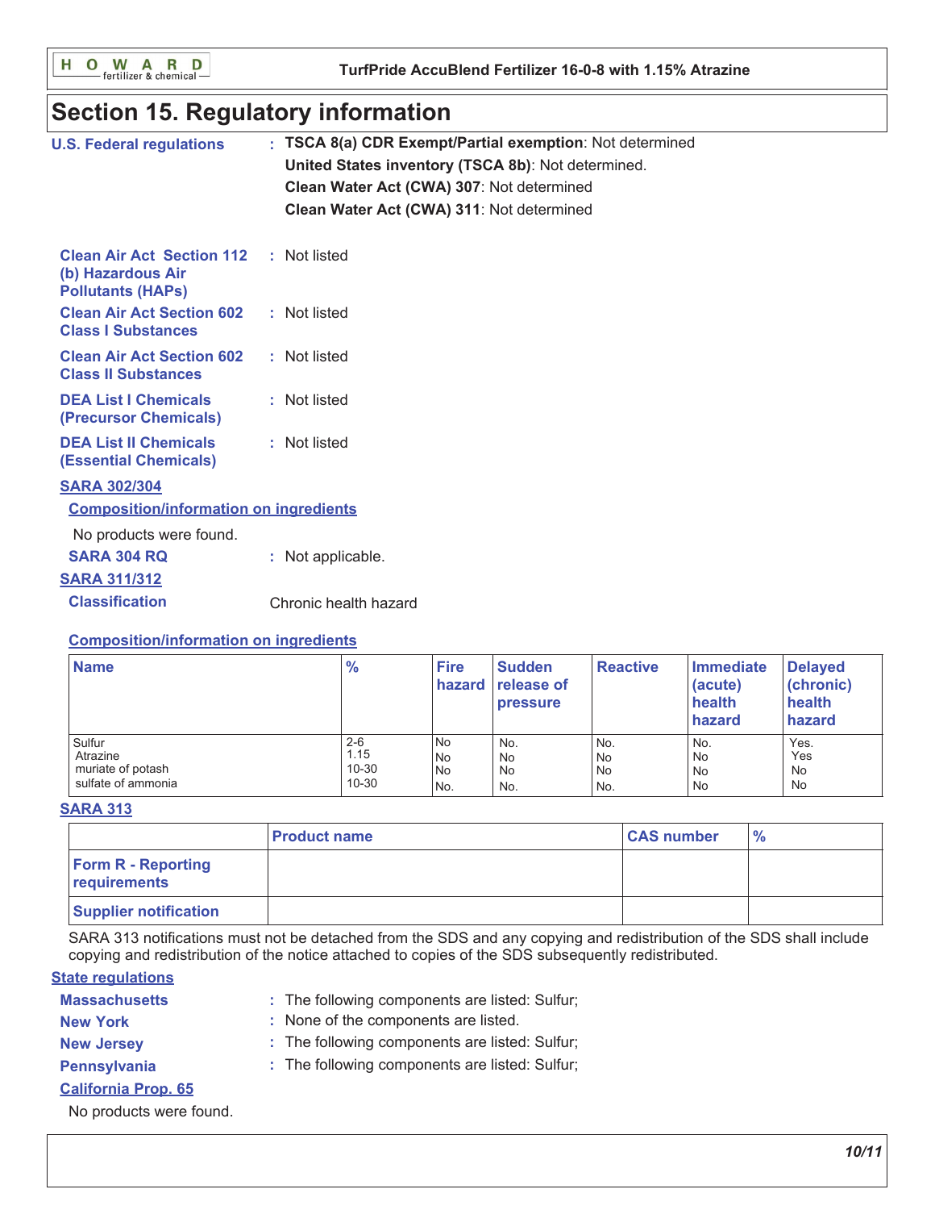## Section 15. Regulatory information

**U.S. Federal regulations** : **TSCA 8(a) CDR Exempt/Partial exemption**: Not determined
**United States inventory (TSCA 8b)**: Not determined.
**Clean Water Act (CWA) 307**: Not determined
**Clean Water Act (CWA) 311**: Not determined

**Clean Air Act Section 112 (b) Hazardous Air Pollutants (HAPs)** : Not listed

**Clean Air Act Section 602 Class I Substances** : Not listed

**Clean Air Act Section 602 Class II Substances** : Not listed

**DEA List I Chemicals (Precursor Chemicals)** : Not listed

**DEA List II Chemicals (Essential Chemicals)** : Not listed

**SARA 302/304**

**Composition/information on ingredients**

No products were found.

**SARA 304 RQ** : Not applicable.

**SARA 311/312**

**Classification** Chronic health hazard

**Composition/information on ingredients**

| Name | % | Fire hazard | Sudden release of pressure | Reactive | Immediate (acute) health hazard | Delayed (chronic) health hazard |
|---|---|---|---|---|---|---|
| Sulfur | 2-6 | No | No. | No. | No. | Yes. |
| Atrazine | 1.15 | No | No | No | No | Yes |
| muriate of potash | 10-30 | No | No | No | No | No |
| sulfate of ammonia | 10-30 | No. | No. | No. | No | No |

**SARA 313**

| | Product name | CAS number | % |
|---|---|---|---|
| Form R - Reporting requirements | | | |
| Supplier notification | | | |

SARA 313 notifications must not be detached from the SDS and any copying and redistribution of the SDS shall include copying and redistribution of the notice attached to copies of the SDS subsequently redistributed.

**State regulations**

**Massachusetts** : The following components are listed: Sulfur;
**New York** : None of the components are listed.
**New Jersey** : The following components are listed: Sulfur;
**Pennsylvania** : The following components are listed: Sulfur;

**California Prop. 65**

No products were found.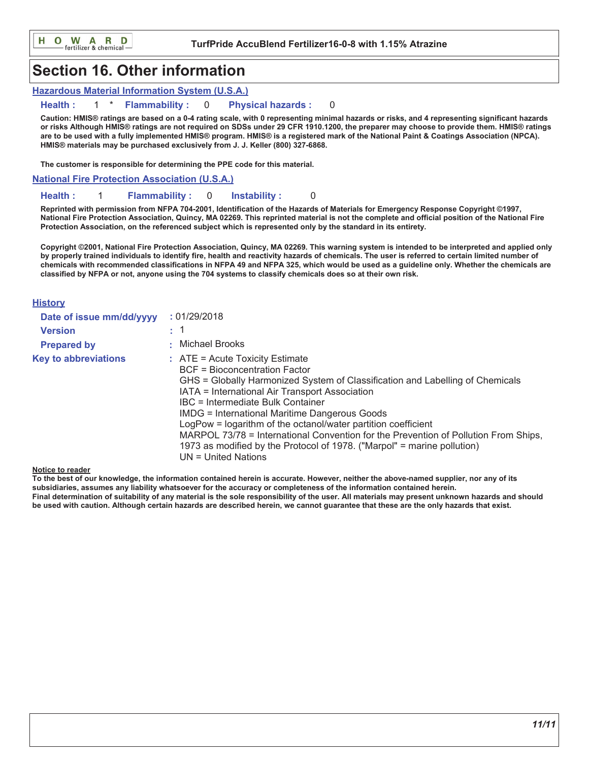## Section 16. Other information

### Hazardous Material Information System (U.S.A.)

**Health :** 1 * **Flammability :** 0 **Physical hazards :** 0

**Caution: HMIS® ratings are based on a 0-4 rating scale, with 0 representing minimal hazards or risks, and 4 representing significant hazards or risks Although HMIS® ratings are not required on SDSs under 29 CFR 1910.1200, the preparer may choose to provide them. HMIS® ratings are to be used with a fully implemented HMIS® program. HMIS® is a registered mark of the National Paint & Coatings Association (NPCA). HMIS® materials may be purchased exclusively from J. J. Keller (800) 327-6868.**

**The customer is responsible for determining the PPE code for this material.**

### National Fire Protection Association (U.S.A.)

**Health :** 1 **Flammability :** 0 **Instability :** 0

**Reprinted with permission from NFPA 704-2001, Identification of the Hazards of Materials for Emergency Response Copyright ©1997, National Fire Protection Association, Quincy, MA 02269. This reprinted material is not the complete and official position of the National Fire Protection Association, on the referenced subject which is represented only by the standard in its entirety.**

**Copyright ©2001, National Fire Protection Association, Quincy, MA 02269. This warning system is intended to be interpreted and applied only by properly trained individuals to identify fire, health and reactivity hazards of chemicals. The user is referred to certain limited number of chemicals with recommended classifications in NFPA 49 and NFPA 325, which would be used as a guideline only. Whether the chemicals are classified by NFPA or not, anyone using the 704 systems to classify chemicals does so at their own risk.**

### History

**Date of issue mm/dd/yyyy** : 01/29/2018

**Version** : 1

**Prepared by** : Michael Brooks

**Key to abbreviations** :
ATE = Acute Toxicity Estimate
BCF = Bioconcentration Factor
GHS = Globally Harmonized System of Classification and Labelling of Chemicals
IATA = International Air Transport Association
IBC = Intermediate Bulk Container
IMDG = International Maritime Dangerous Goods
LogPow = logarithm of the octanol/water partition coefficient
MARPOL 73/78 = International Convention for the Prevention of Pollution From Ships, 1973 as modified by the Protocol of 1978. ("Marpol" = marine pollution)
UN = United Nations

**Notice to reader**

**To the best of our knowledge, the information contained herein is accurate. However, neither the above-named supplier, nor any of its subsidiaries, assumes any liability whatsoever for the accuracy or completeness of the information contained herein.**
**Final determination of suitability of any material is the sole responsibility of the user. All materials may present unknown hazards and should be used with caution. Although certain hazards are described herein, we cannot guarantee that these are the only hazards that exist.**